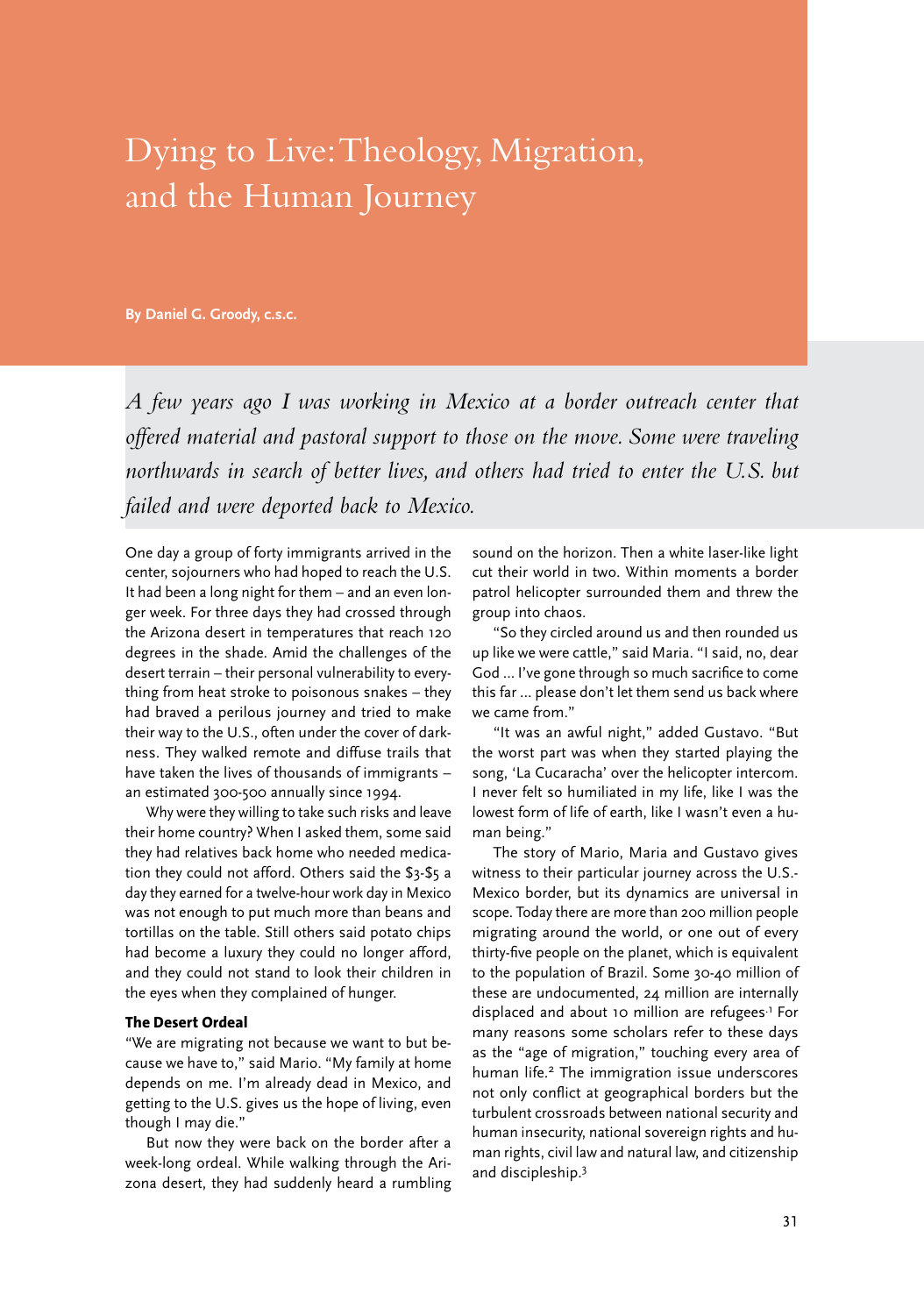# Dying to Live: Theology, Migration, and the Human Journey

**By Daniel G. Groody, c.s.c.**

*A few years ago I was working in Mexico at a border outreach center that offered material and pastoral support to those on the move. Some were traveling northwards in search of better lives, and others had tried to enter the U.S. but failed and were deported back to Mexico.*

One day a group of forty immigrants arrived in the center, sojourners who had hoped to reach the U.S. It had been a long night for them – and an even longer week. For three days they had crossed through the Arizona desert in temperatures that reach 120 degrees in the shade. Amid the challenges of the desert terrain – their personal vulnerability to everything from heat stroke to poisonous snakes – they had braved a perilous journey and tried to make their way to the U.S., often under the cover of darkness. They walked remote and diffuse trails that have taken the lives of thousands of immigrants – an estimated 300-500 annually since 1994.

Why were they willing to take such risks and leave their home country? When I asked them, some said they had relatives back home who needed medication they could not afford. Others said the $3-$5 a day they earned for a twelve-hour work day in Mexico was not enough to put much more than beans and tortillas on the table. Still others said potato chips had become a luxury they could no longer afford, and they could not stand to look their children in the eyes when they complained of hunger.

### The Desert Ordeal

"We are migrating not because we want to but because we have to," said Mario. "My family at home depends on me. I'm already dead in Mexico, and getting to the U.S. gives us the hope of living, even though I may die."

But now they were back on the border after a week-long ordeal. While walking through the Arizona desert, they had suddenly heard a rumbling sound on the horizon. Then a white laser-like light cut their world in two. Within moments a border patrol helicopter surrounded them and threw the group into chaos.

"So they circled around us and then rounded us up like we were cattle," said Maria. "I said, no, dear God ... I've gone through so much sacrifice to come this far ... please don't let them send us back where we came from."

"It was an awful night," added Gustavo. "But the worst part was when they started playing the song, 'La Cucaracha' over the helicopter intercom. I never felt so humiliated in my life, like I was the lowest form of life of earth, like I wasn't even a human being."

The story of Mario, Maria and Gustavo gives witness to their particular journey across the U.S.-Mexico border, but its dynamics are universal in scope. Today there are more than 200 million people migrating around the world, or one out of every thirty-five people on the planet, which is equivalent to the population of Brazil. Some 30-40 million of these are undocumented, 24 million are internally displaced and about 10 million are refugees.[1] For many reasons some scholars refer to these days as the "age of migration," touching every area of human life.[2] The immigration issue underscores not only conflict at geographical borders but the turbulent crossroads between national security and human insecurity, national sovereign rights and human rights, civil law and natural law, and citizenship and discipleship.[3]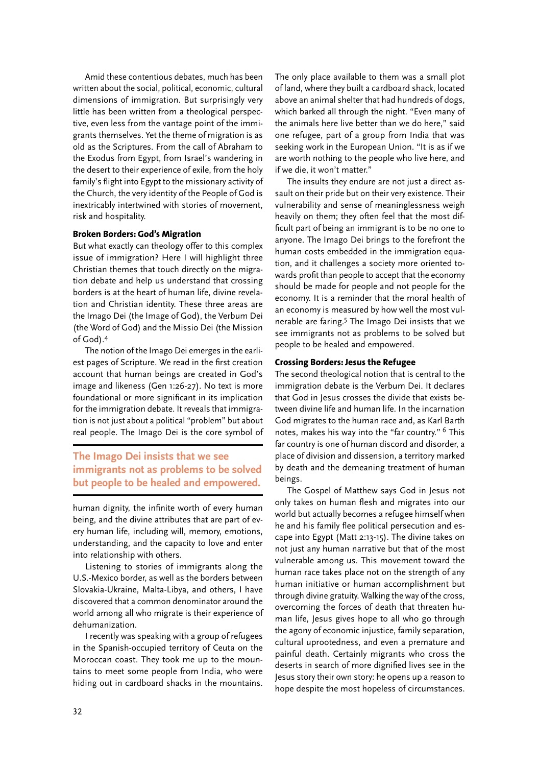Amid these contentious debates, much has been written about the social, political, economic, cultural dimensions of immigration. But surprisingly very little has been written from a theological perspective, even less from the vantage point of the immigrants themselves. Yet the theme of migration is as old as the Scriptures. From the call of Abraham to the Exodus from Egypt, from Israel's wandering in the desert to their experience of exile, from the holy family's flight into Egypt to the missionary activity of the Church, the very identity of the People of God is inextricably intertwined with stories of movement, risk and hospitality.

### Broken Borders: God's Migration

But what exactly can theology offer to this complex issue of immigration? Here I will highlight three Christian themes that touch directly on the migration debate and help us understand that crossing borders is at the heart of human life, divine revelation and Christian identity. These three areas are the Imago Dei (the Image of God), the Verbum Dei (the Word of God) and the Missio Dei (the Mission of God).[4]

The notion of the Imago Dei emerges in the earliest pages of Scripture. We read in the first creation account that human beings are created in God's image and likeness (Gen 1:26-27). No text is more foundational or more significant in its implication for the immigration debate. It reveals that immigration is not just about a political "problem" but about real people. The Imago Dei is the core symbol of human dignity, the infinite worth of every human being, and the divine attributes that are part of every human life, including will, memory, emotions, understanding, and the capacity to love and enter into relationship with others.

> **The Imago Dei insists that we see immigrants not as problems to be solved but people to be healed and empowered.**

Listening to stories of immigrants along the U.S.-Mexico border, as well as the borders between Slovakia-Ukraine, Malta-Libya, and others, I have discovered that a common denominator around the world among all who migrate is their experience of dehumanization.

I recently was speaking with a group of refugees in the Spanish-occupied territory of Ceuta on the Moroccan coast. They took me up to the mountains to meet some people from India, who were hiding out in cardboard shacks in the mountains. The only place available to them was a small plot of land, where they built a cardboard shack, located above an animal shelter that had hundreds of dogs, which barked all through the night. "Even many of the animals here live better than we do here," said one refugee, part of a group from India that was seeking work in the European Union. "It is as if we are worth nothing to the people who live here, and if we die, it won't matter."

The insults they endure are not just a direct assault on their pride but on their very existence. Their vulnerability and sense of meaninglessness weigh heavily on them; they often feel that the most difficult part of being an immigrant is to be no one to anyone. The Imago Dei brings to the forefront the human costs embedded in the immigration equation, and it challenges a society more oriented towards profit than people to accept that the economy should be made for people and not people for the economy. It is a reminder that the moral health of an economy is measured by how well the most vulnerable are faring.[5] The Imago Dei insists that we see immigrants not as problems to be solved but people to be healed and empowered.

### Crossing Borders: Jesus the Refugee

The second theological notion that is central to the immigration debate is the Verbum Dei. It declares that God in Jesus crosses the divide that exists between divine life and human life. In the incarnation God migrates to the human race and, as Karl Barth notes, makes his way into the "far country." [6] This far country is one of human discord and disorder, a place of division and dissension, a territory marked by death and the demeaning treatment of human beings.

The Gospel of Matthew says God in Jesus not only takes on human flesh and migrates into our world but actually becomes a refugee himself when he and his family flee political persecution and escape into Egypt (Matt 2:13-15). The divine takes on not just any human narrative but that of the most vulnerable among us. This movement toward the human race takes place not on the strength of any human initiative or human accomplishment but through divine gratuity. Walking the way of the cross, overcoming the forces of death that threaten human life, Jesus gives hope to all who go through the agony of economic injustice, family separation, cultural uprootedness, and even a premature and painful death. Certainly migrants who cross the deserts in search of more dignified lives see in the Jesus story their own story: he opens up a reason to hope despite the most hopeless of circumstances.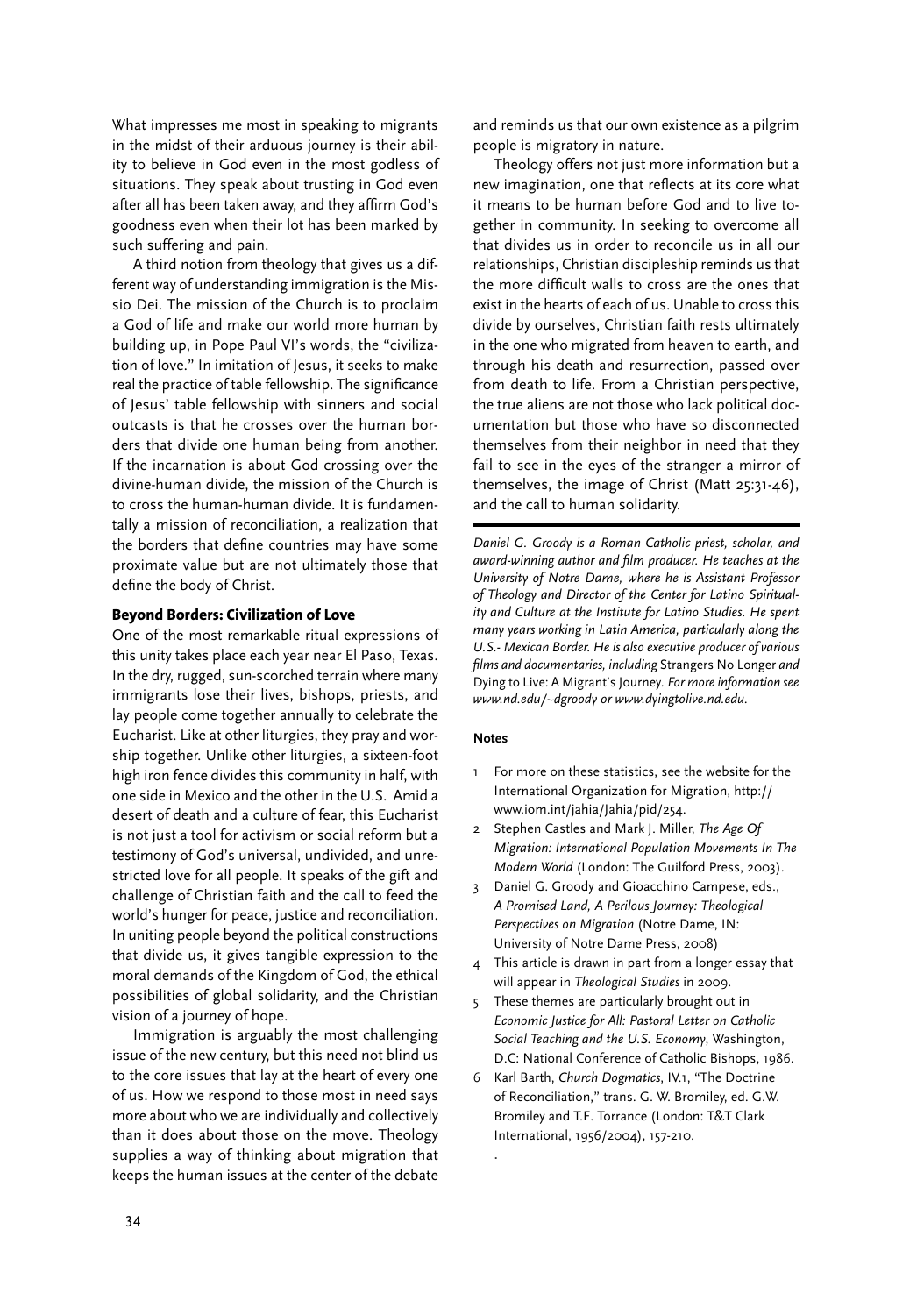What impresses me most in speaking to migrants in the midst of their arduous journey is their ability to believe in God even in the most godless of situations. They speak about trusting in God even after all has been taken away, and they affirm God's goodness even when their lot has been marked by such suffering and pain.

A third notion from theology that gives us a different way of understanding immigration is the Missio Dei. The mission of the Church is to proclaim a God of life and make our world more human by building up, in Pope Paul VI's words, the "civilization of love." In imitation of Jesus, it seeks to make real the practice of table fellowship. The significance of Jesus' table fellowship with sinners and social outcasts is that he crosses over the human borders that divide one human being from another. If the incarnation is about God crossing over the divine-human divide, the mission of the Church is to cross the human-human divide. It is fundamentally a mission of reconciliation, a realization that the borders that define countries may have some proximate value but are not ultimately those that define the body of Christ.

### Beyond Borders: Civilization of Love

One of the most remarkable ritual expressions of this unity takes place each year near El Paso, Texas. In the dry, rugged, sun-scorched terrain where many immigrants lose their lives, bishops, priests, and lay people come together annually to celebrate the Eucharist. Like at other liturgies, they pray and worship together. Unlike other liturgies, a sixteen-foot high iron fence divides this community in half, with one side in Mexico and the other in the U.S. Amid a desert of death and a culture of fear, this Eucharist is not just a tool for activism or social reform but a testimony of God's universal, undivided, and unrestricted love for all people. It speaks of the gift and challenge of Christian faith and the call to feed the world's hunger for peace, justice and reconciliation. In uniting people beyond the political constructions that divide us, it gives tangible expression to the moral demands of the Kingdom of God, the ethical possibilities of global solidarity, and the Christian vision of a journey of hope.

Immigration is arguably the most challenging issue of the new century, but this need not blind us to the core issues that lay at the heart of every one of us. How we respond to those most in need says more about who we are individually and collectively than it does about those on the move. Theology supplies a way of thinking about migration that keeps the human issues at the center of the debate and reminds us that our own existence as a pilgrim people is migratory in nature.

Theology offers not just more information but a new imagination, one that reflects at its core what it means to be human before God and to live together in community. In seeking to overcome all that divides us in order to reconcile us in all our relationships, Christian discipleship reminds us that the more difficult walls to cross are the ones that exist in the hearts of each of us. Unable to cross this divide by ourselves, Christian faith rests ultimately in the one who migrated from heaven to earth, and through his death and resurrection, passed over from death to life. From a Christian perspective, the true aliens are not those who lack political documentation but those who have so disconnected themselves from their neighbor in need that they fail to see in the eyes of the stranger a mirror of themselves, the image of Christ (Matt 25:31-46), and the call to human solidarity.

---

*Daniel G. Groody is a Roman Catholic priest, scholar, and award-winning author and film producer. He teaches at the University of Notre Dame, where he is Assistant Professor of Theology and Director of the Center for Latino Spirituality and Culture at the Institute for Latino Studies. He spent many years working in Latin America, particularly along the U.S.- Mexican Border. He is also executive producer of various films and documentaries, including* Strangers No Longer *and* Dying to Live: A Migrant's Journey. *For more information see www.nd.edu/~dgroody or www.dyingtolive.nd.edu.*

#### Notes

1. For more on these statistics, see the website for the International Organization for Migration, http://www.iom.int/jahia/Jahia/pid/254.
2. Stephen Castles and Mark J. Miller, *The Age Of Migration: International Population Movements In The Modern World* (London: The Guilford Press, 2003).
3. Daniel G. Groody and Gioacchino Campese, eds., *A Promised Land, A Perilous Journey: Theological Perspectives on Migration* (Notre Dame, IN: University of Notre Dame Press, 2008)
4. This article is drawn in part from a longer essay that will appear in *Theological Studies* in 2009.
5. These themes are particularly brought out in *Economic Justice for All: Pastoral Letter on Catholic Social Teaching and the U.S. Economy*, Washington, D.C: National Conference of Catholic Bishops, 1986.
6. Karl Barth, *Church Dogmatics*, IV.1, "The Doctrine of Reconciliation," trans. G. W. Bromiley, ed. G.W. Bromiley and T.F. Torrance (London: T&T Clark International, 1956/2004), 157-210.